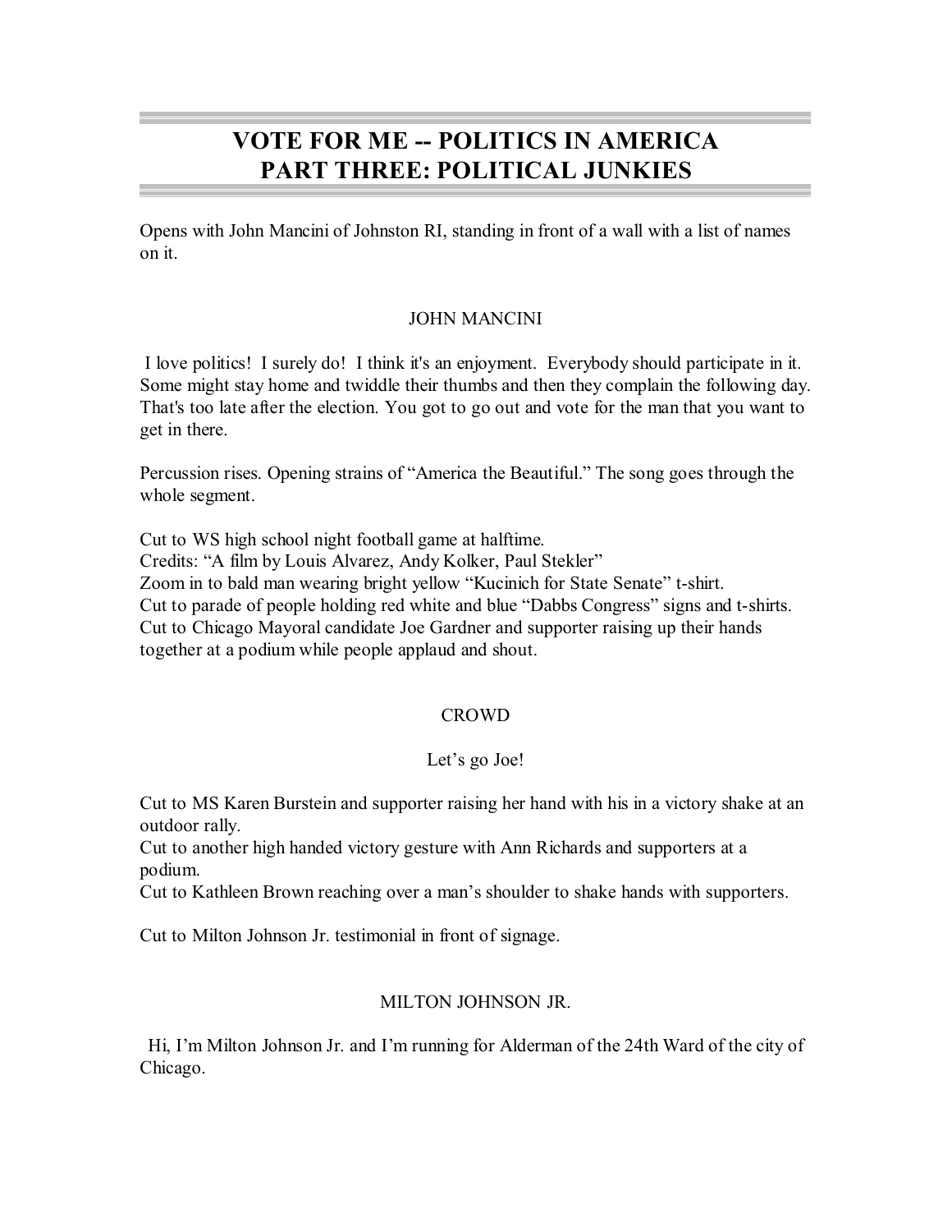# VOTE FOR ME -- POLITICS IN AMERICA
# PART THREE: POLITICAL JUNKIES

Opens with John Mancini of Johnston RI, standing in front of a wall with a list of names on it.

JOHN MANCINI

I love politics! I surely do! I think it's an enjoyment. Everybody should participate in it. Some might stay home and twiddle their thumbs and then they complain the following day. That's too late after the election. You got to go out and vote for the man that you want to get in there.

Percussion rises. Opening strains of "America the Beautiful." The song goes through the whole segment.

Cut to WS high school night football game at halftime.
Credits: "A film by Louis Alvarez, Andy Kolker, Paul Stekler"
Zoom in to bald man wearing bright yellow "Kucinich for State Senate" t-shirt.
Cut to parade of people holding red white and blue "Dabbs Congress" signs and t-shirts.
Cut to Chicago Mayoral candidate Joe Gardner and supporter raising up their hands together at a podium while people applaud and shout.

CROWD

Let's go Joe!

Cut to MS Karen Burstein and supporter raising her hand with his in a victory shake at an outdoor rally.
Cut to another high handed victory gesture with Ann Richards and supporters at a podium.
Cut to Kathleen Brown reaching over a man's shoulder to shake hands with supporters.

Cut to Milton Johnson Jr. testimonial in front of signage.

MILTON JOHNSON JR.

Hi, I'm Milton Johnson Jr. and I'm running for Alderman of the 24th Ward of the city of Chicago.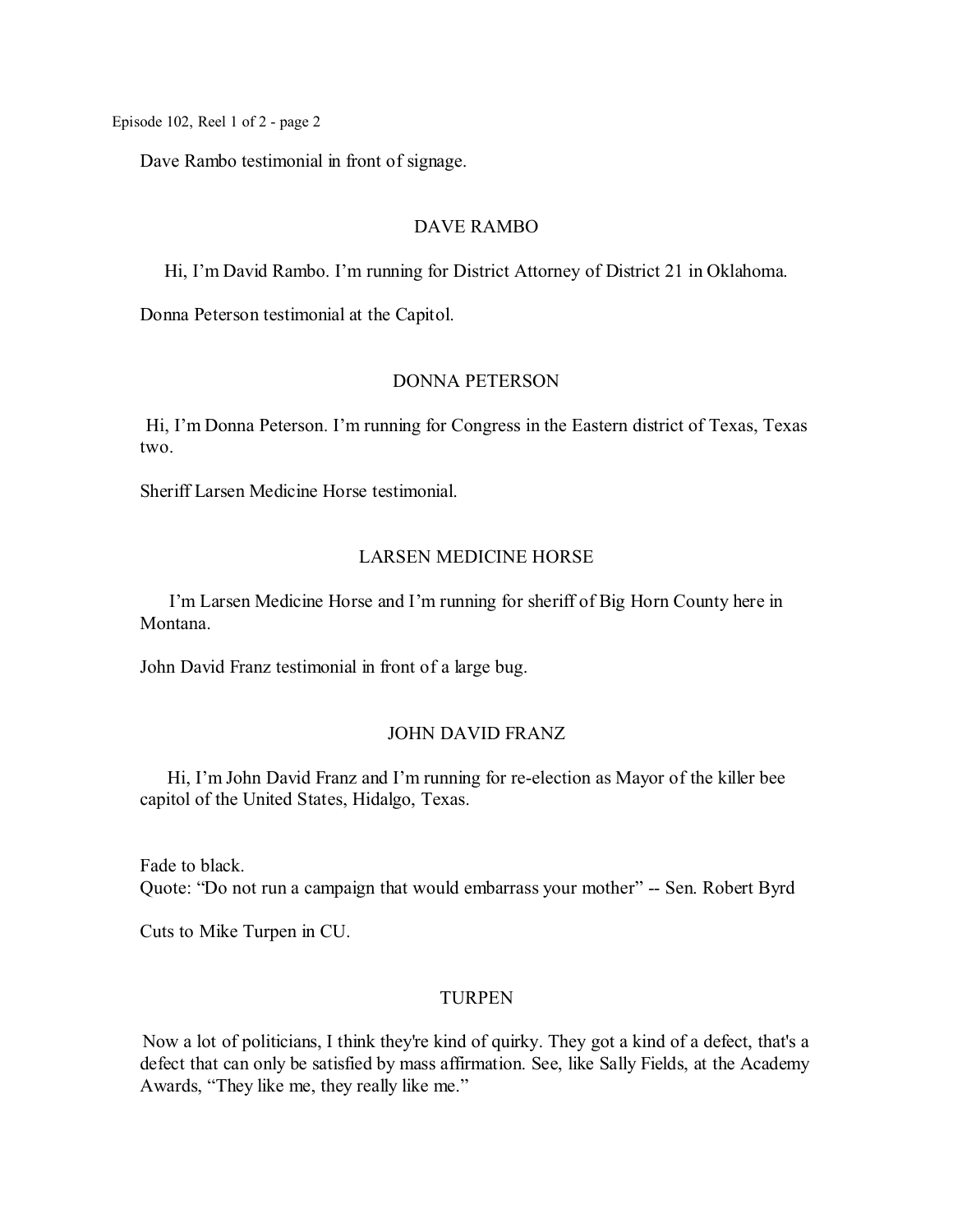Dave Rambo testimonial in front of signage.

DAVE RAMBO

Hi, I'm David Rambo. I'm running for District Attorney of District 21 in Oklahoma.

Donna Peterson testimonial at the Capitol.

DONNA PETERSON

Hi, I'm Donna Peterson. I'm running for Congress in the Eastern district of Texas, Texas two.

Sheriff Larsen Medicine Horse testimonial.

LARSEN MEDICINE HORSE

I'm Larsen Medicine Horse and I'm running for sheriff of Big Horn County here in Montana.

John David Franz testimonial in front of a large bug.

JOHN DAVID FRANZ

Hi, I'm John David Franz and I'm running for re-election as Mayor of the killer bee capitol of the United States, Hidalgo, Texas.

Fade to black.
Quote: "Do not run a campaign that would embarrass your mother" -- Sen. Robert Byrd

Cuts to Mike Turpen in CU.

TURPEN

Now a lot of politicians, I think they're kind of quirky. They got a kind of a defect, that's a defect that can only be satisfied by mass affirmation. See, like Sally Fields, at the Academy Awards, "They like me, they really like me."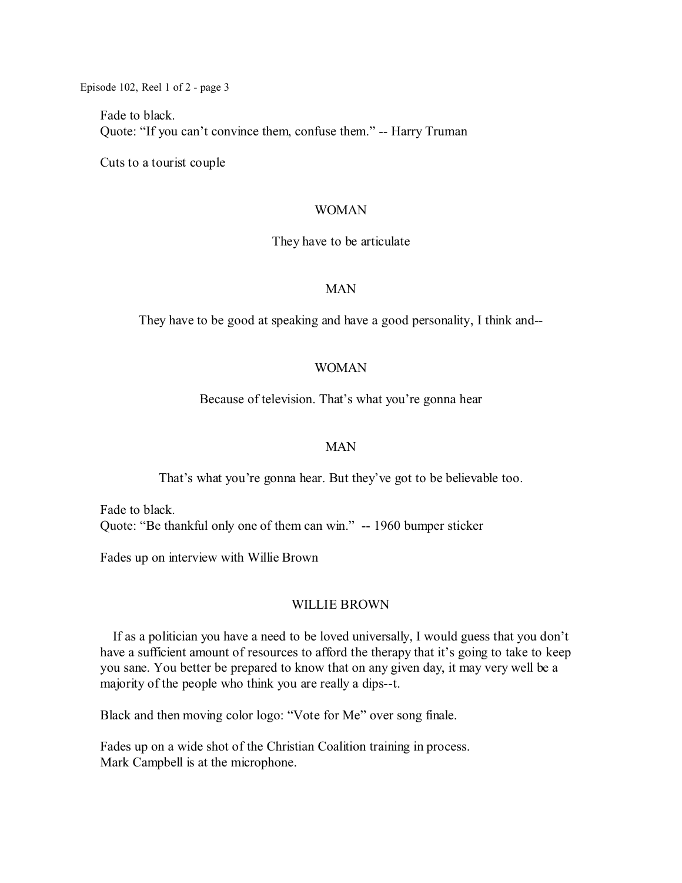Fade to black.
Quote: “If you can’t convince them, confuse them.” -- Harry Truman

Cuts to a tourist couple

WOMAN

They have to be articulate

MAN

They have to be good at speaking and have a good personality, I think and--

WOMAN

Because of television. That’s what you’re gonna hear

MAN

That’s what you’re gonna hear. But they’ve got to be believable too.

Fade to black.
Quote: “Be thankful only one of them can win.” -- 1960 bumper sticker

Fades up on interview with Willie Brown

WILLIE BROWN

If as a politician you have a need to be loved universally, I would guess that you don’t have a sufficient amount of resources to afford the therapy that it’s going to take to keep you sane. You better be prepared to know that on any given day, it may very well be a majority of the people who think you are really a dips--t.

Black and then moving color logo: “Vote for Me” over song finale.

Fades up on a wide shot of the Christian Coalition training in process.
Mark Campbell is at the microphone.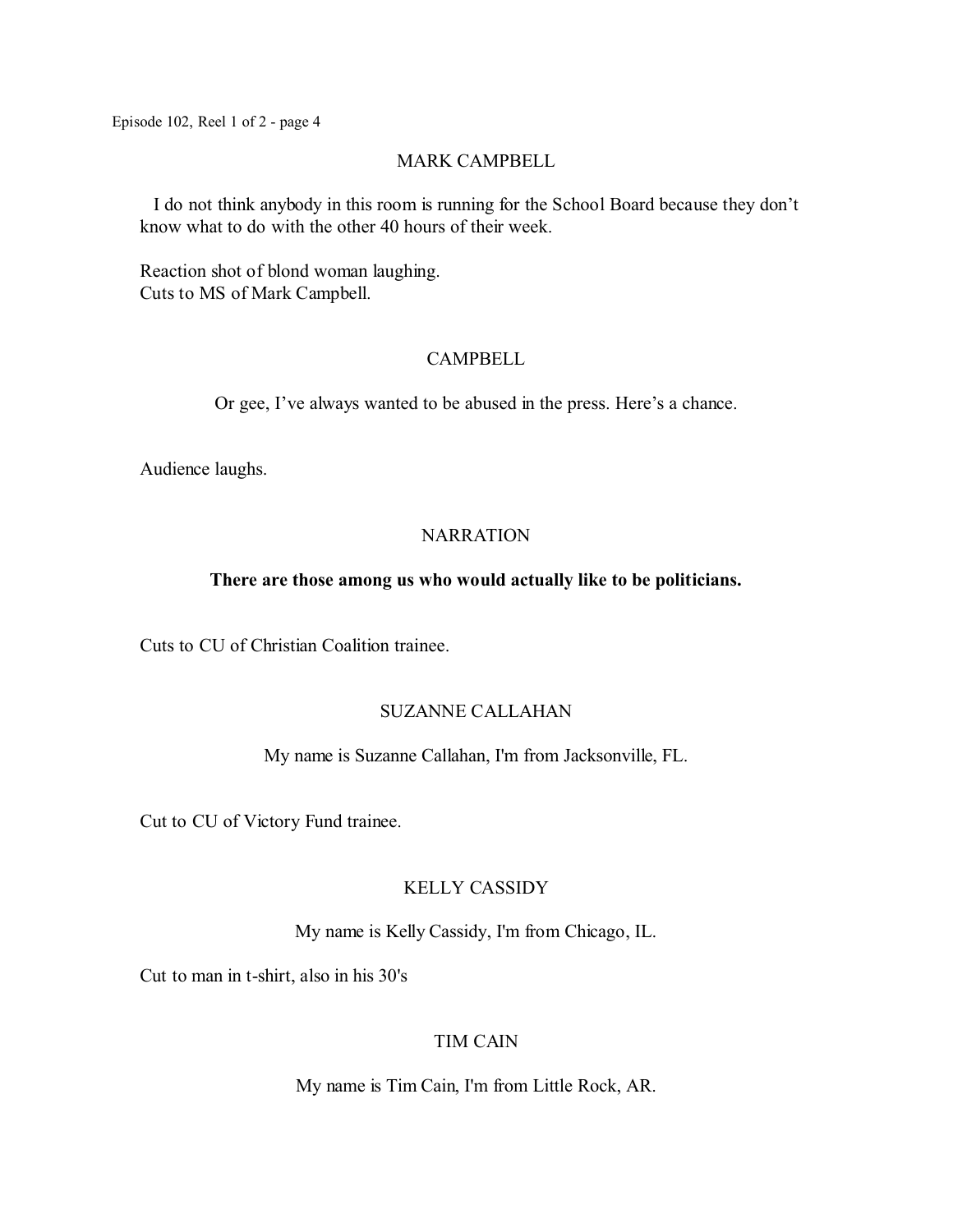MARK CAMPBELL

I do not think anybody in this room is running for the School Board because they don't know what to do with the other 40 hours of their week.

Reaction shot of blond woman laughing.
Cuts to MS of Mark Campbell.

CAMPBELL

Or gee, I've always wanted to be abused in the press. Here's a chance.

Audience laughs.

NARRATION

**There are those among us who would actually like to be politicians.**

Cuts to CU of Christian Coalition trainee.

SUZANNE CALLAHAN

My name is Suzanne Callahan, I'm from Jacksonville, FL.

Cut to CU of Victory Fund trainee.

KELLY CASSIDY

My name is Kelly Cassidy, I'm from Chicago, IL.

Cut to man in t-shirt, also in his 30's

TIM CAIN

My name is Tim Cain, I'm from Little Rock, AR.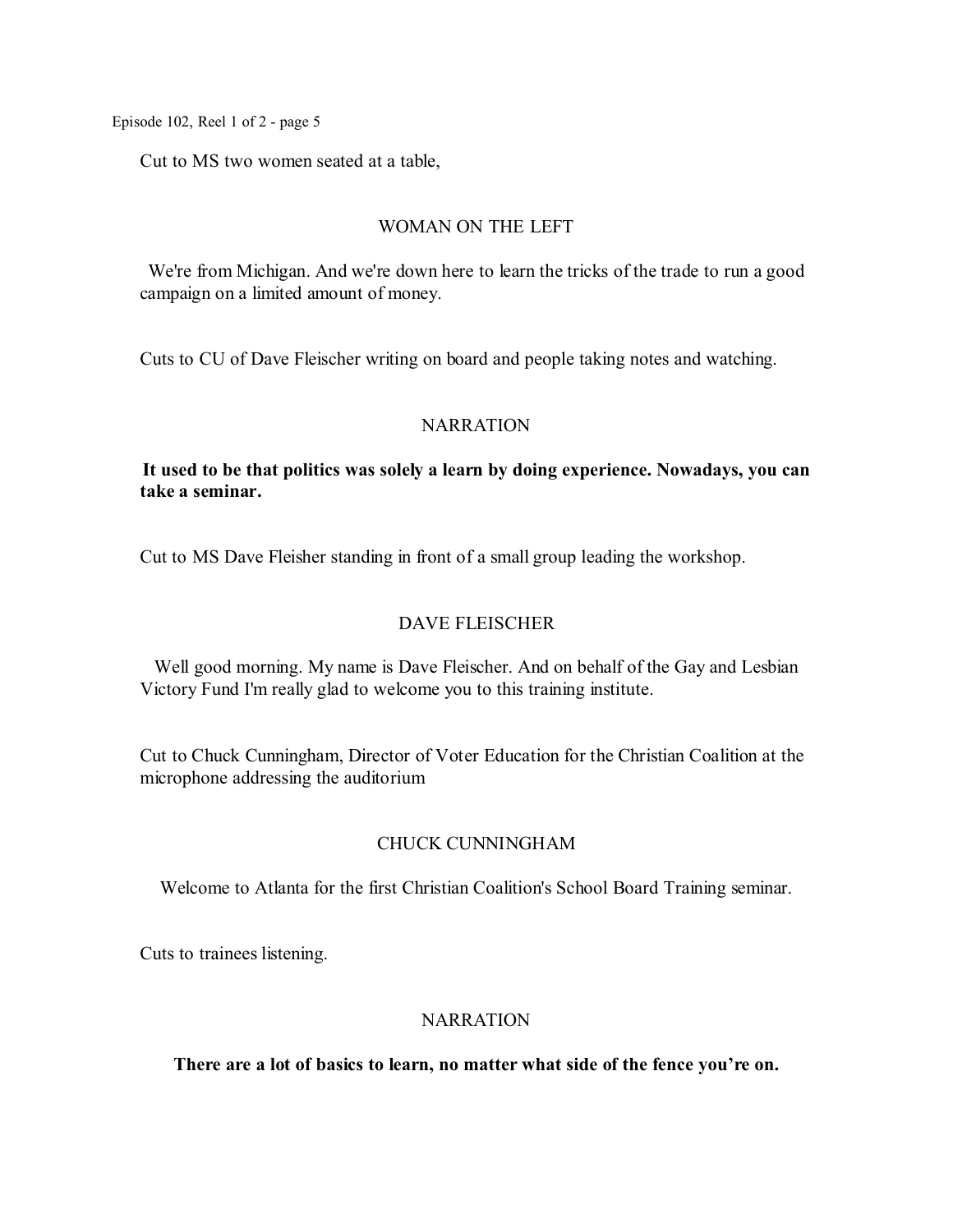Cut to MS two women seated at a table,

WOMAN ON THE LEFT

We're from Michigan. And we're down here to learn the tricks of the trade to run a good campaign on a limited amount of money.

Cuts to CU of Dave Fleischer writing on board and people taking notes and watching.

NARRATION

**It used to be that politics was solely a learn by doing experience. Nowadays, you can take a seminar.**

Cut to MS Dave Fleisher standing in front of a small group leading the workshop.

DAVE FLEISCHER

Well good morning. My name is Dave Fleischer. And on behalf of the Gay and Lesbian Victory Fund I'm really glad to welcome you to this training institute.

Cut to Chuck Cunningham, Director of Voter Education for the Christian Coalition at the microphone addressing the auditorium

CHUCK CUNNINGHAM

Welcome to Atlanta for the first Christian Coalition's School Board Training seminar.

Cuts to trainees listening.

NARRATION

**There are a lot of basics to learn, no matter what side of the fence you're on.**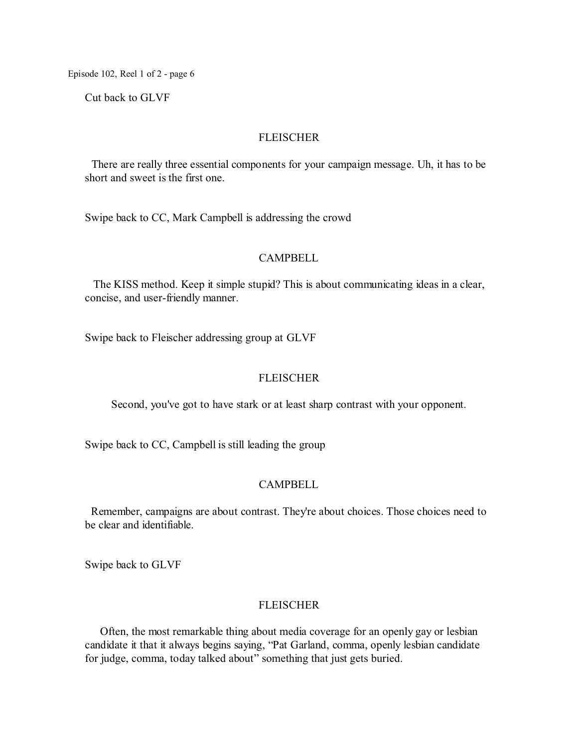Cut back to GLVF

FLEISCHER

There are really three essential components for your campaign message. Uh, it has to be short and sweet is the first one.

Swipe back to CC, Mark Campbell is addressing the crowd

CAMPBELL

The KISS method. Keep it simple stupid? This is about communicating ideas in a clear, concise, and user-friendly manner.

Swipe back to Fleischer addressing group at GLVF

FLEISCHER

Second, you've got to have stark or at least sharp contrast with your opponent.

Swipe back to CC, Campbell is still leading the group

CAMPBELL

Remember, campaigns are about contrast. They're about choices. Those choices need to be clear and identifiable.

Swipe back to GLVF

FLEISCHER

Often, the most remarkable thing about media coverage for an openly gay or lesbian candidate it that it always begins saying, "Pat Garland, comma, openly lesbian candidate for judge, comma, today talked about" something that just gets buried.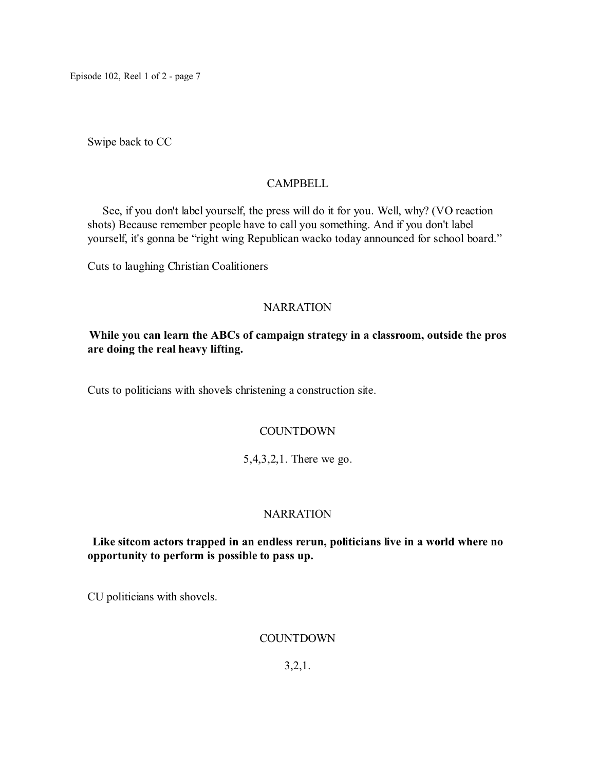Swipe back to CC

CAMPBELL

See, if you don't label yourself, the press will do it for you. Well, why? (VO reaction shots) Because remember people have to call you something. And if you don't label yourself, it's gonna be "right wing Republican wacko today announced for school board."

Cuts to laughing Christian Coalitioners

NARRATION

**While you can learn the ABCs of campaign strategy in a classroom, outside the pros are doing the real heavy lifting.**

Cuts to politicians with shovels christening a construction site.

COUNTDOWN

5,4,3,2,1. There we go.

NARRATION

**Like sitcom actors trapped in an endless rerun, politicians live in a world where no opportunity to perform is possible to pass up.**

CU politicians with shovels.

COUNTDOWN

3,2,1.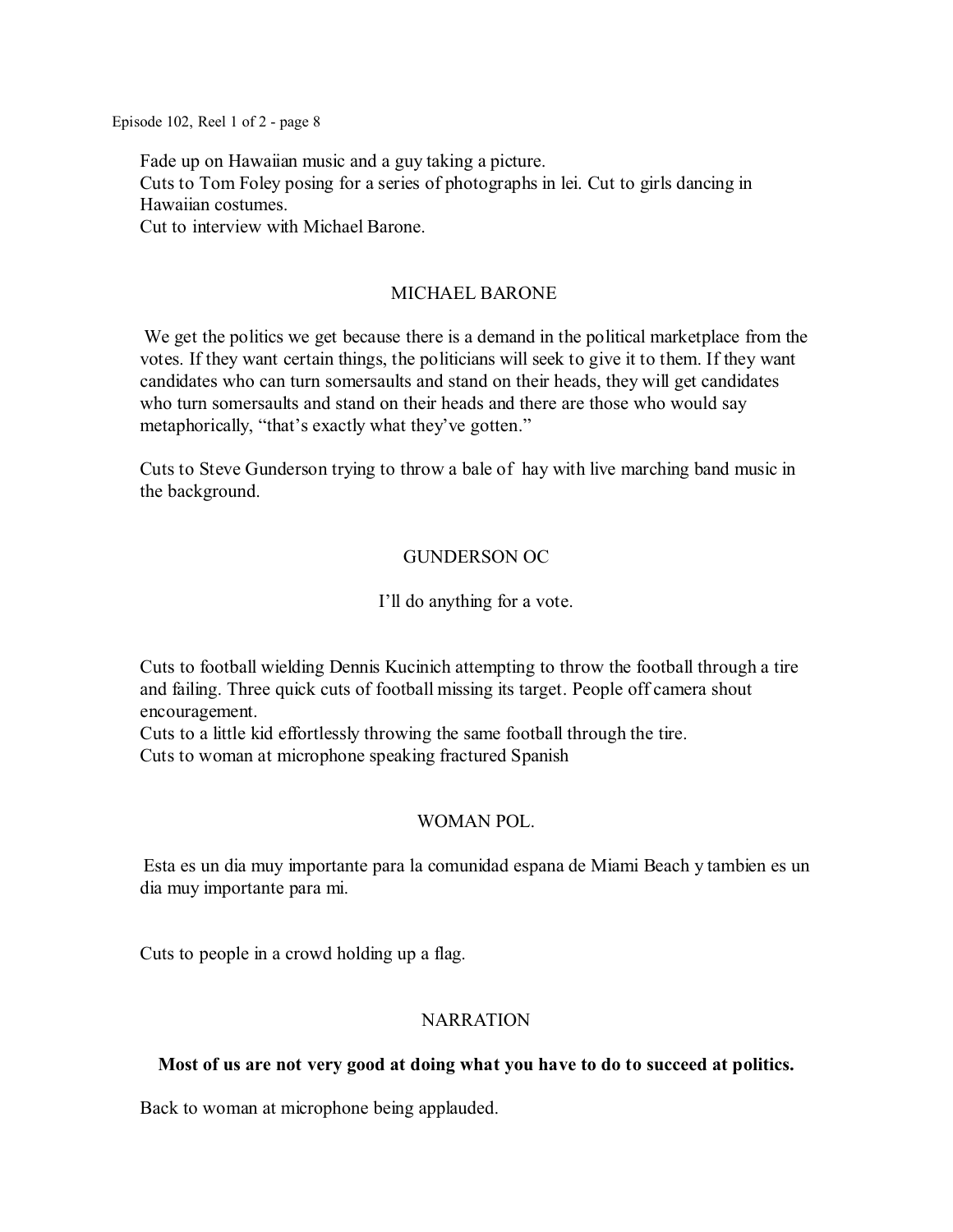Fade up on Hawaiian music and a guy taking a picture.
Cuts to Tom Foley posing for a series of photographs in lei. Cut to girls dancing in Hawaiian costumes.
Cut to interview with Michael Barone.

MICHAEL BARONE

We get the politics we get because there is a demand in the political marketplace from the votes. If they want certain things, the politicians will seek to give it to them. If they want candidates who can turn somersaults and stand on their heads, they will get candidates who turn somersaults and stand on their heads and there are those who would say metaphorically, "that's exactly what they've gotten."

Cuts to Steve Gunderson trying to throw a bale of hay with live marching band music in the background.

GUNDERSON OC

I'll do anything for a vote.

Cuts to football wielding Dennis Kucinich attempting to throw the football through a tire and failing. Three quick cuts of football missing its target. People off camera shout encouragement.
Cuts to a little kid effortlessly throwing the same football through the tire.
Cuts to woman at microphone speaking fractured Spanish

WOMAN POL.

Esta es un dia muy importante para la comunidad espana de Miami Beach y tambien es un dia muy importante para mi.

Cuts to people in a crowd holding up a flag.

NARRATION

**Most of us are not very good at doing what you have to do to succeed at politics.**

Back to woman at microphone being applauded.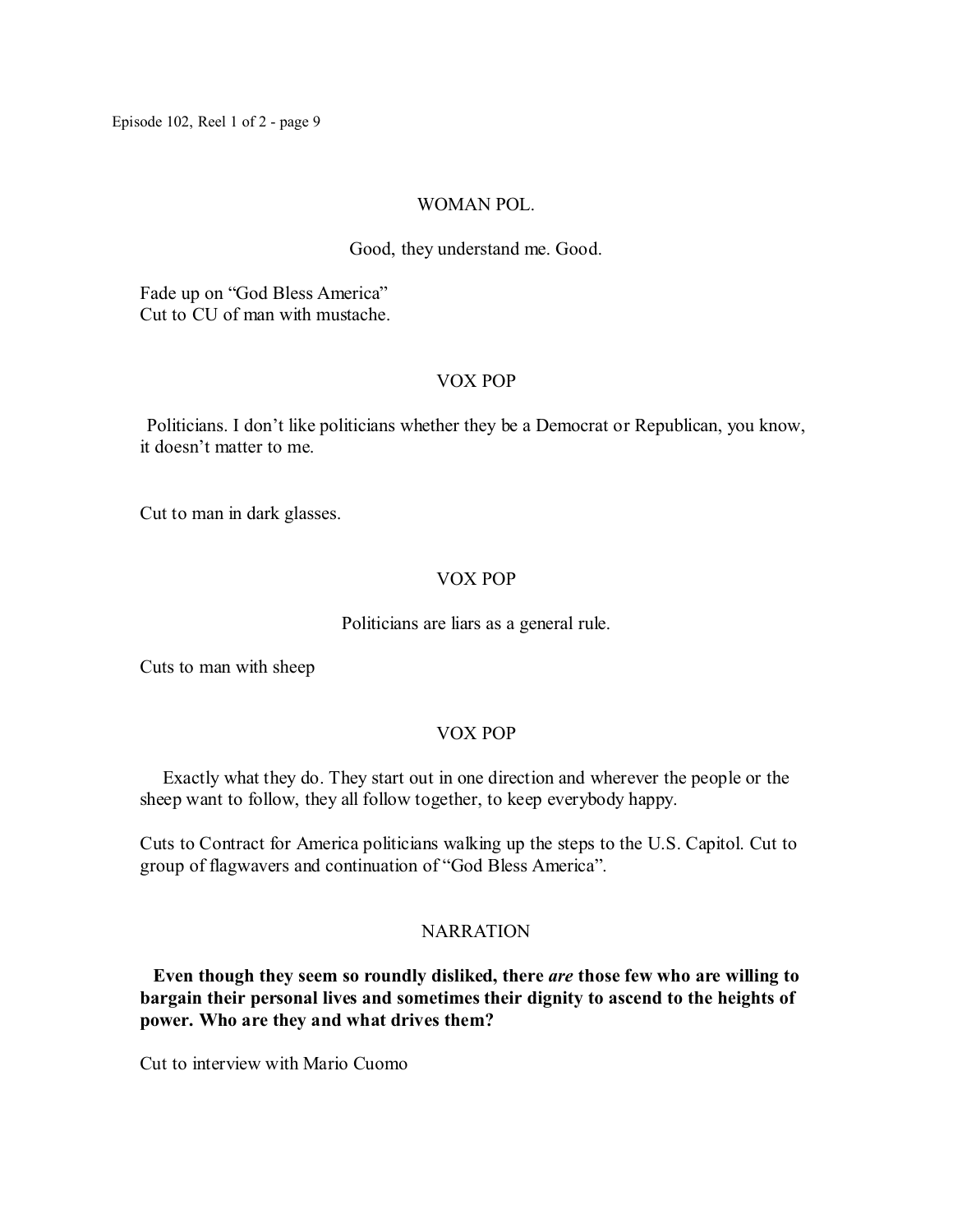WOMAN POL.

Good, they understand me. Good.

Fade up on “God Bless America”
Cut to CU of man with mustache.

VOX POP

Politicians. I don’t like politicians whether they be a Democrat or Republican, you know, it doesn’t matter to me.

Cut to man in dark glasses.

VOX POP

Politicians are liars as a general rule.

Cuts to man with sheep

VOX POP

Exactly what they do. They start out in one direction and wherever the people or the sheep want to follow, they all follow together, to keep everybody happy.

Cuts to Contract for America politicians walking up the steps to the U.S. Capitol. Cut to group of flagwavers and continuation of “God Bless America”.

NARRATION

**Even though they seem so roundly disliked, there *are* those few who are willing to bargain their personal lives and sometimes their dignity to ascend to the heights of power. Who are they and what drives them?**

Cut to interview with Mario Cuomo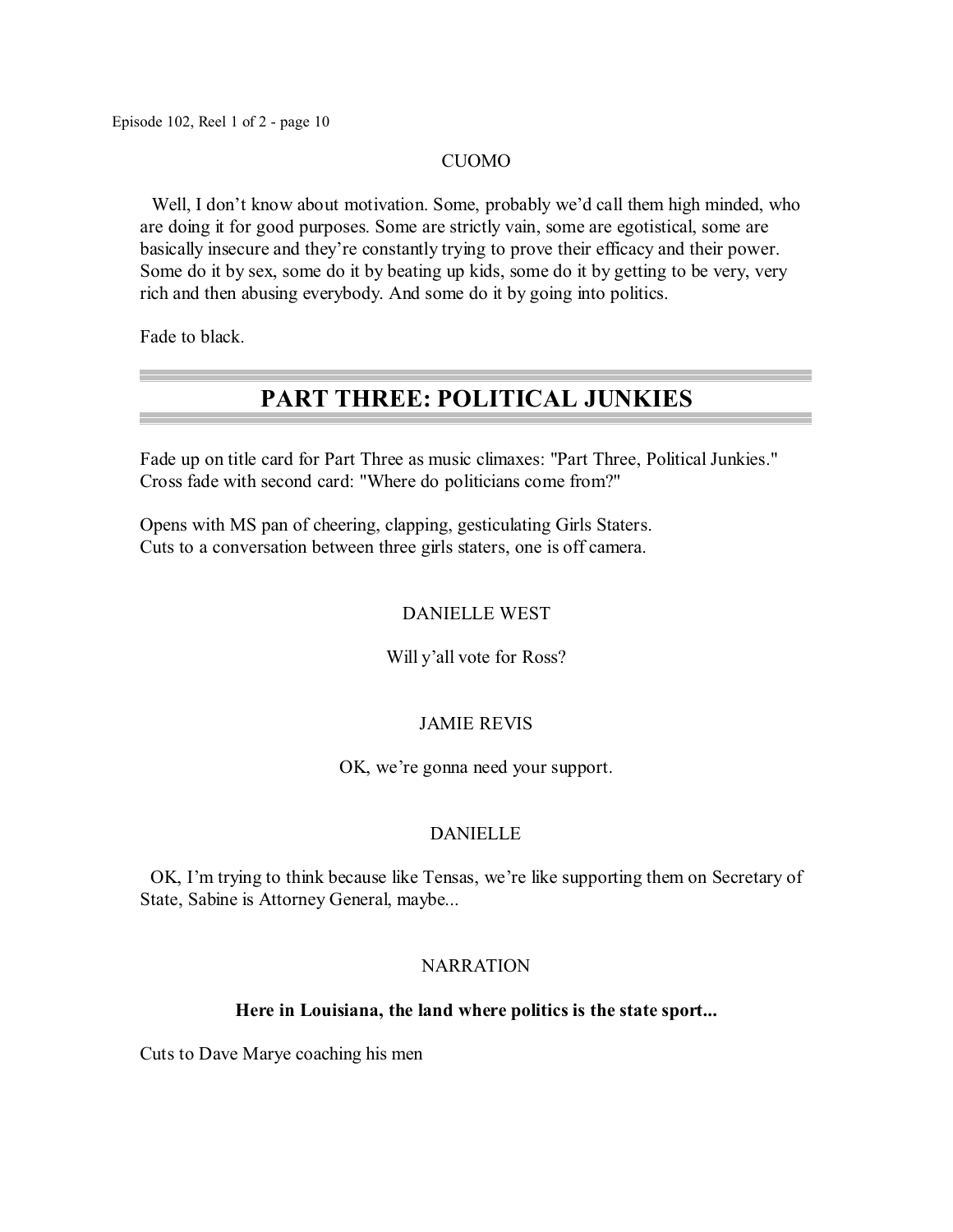CUOMO

Well, I don't know about motivation. Some, probably we'd call them high minded, who are doing it for good purposes. Some are strictly vain, some are egotistical, some are basically insecure and they're constantly trying to prove their efficacy and their power. Some do it by sex, some do it by beating up kids, some do it by getting to be very, very rich and then abusing everybody. And some do it by going into politics.

Fade to black.

# PART THREE: POLITICAL JUNKIES

Fade up on title card for Part Three as music climaxes: "Part Three, Political Junkies." Cross fade with second card: "Where do politicians come from?"

Opens with MS pan of cheering, clapping, gesticulating Girls Staters.
Cuts to a conversation between three girls staters, one is off camera.

DANIELLE WEST

Will y'all vote for Ross?

JAMIE REVIS

OK, we're gonna need your support.

DANIELLE

OK, I'm trying to think because like Tensas, we're like supporting them on Secretary of State, Sabine is Attorney General, maybe...

NARRATION

**Here in Louisiana, the land where politics is the state sport...**

Cuts to Dave Marye coaching his men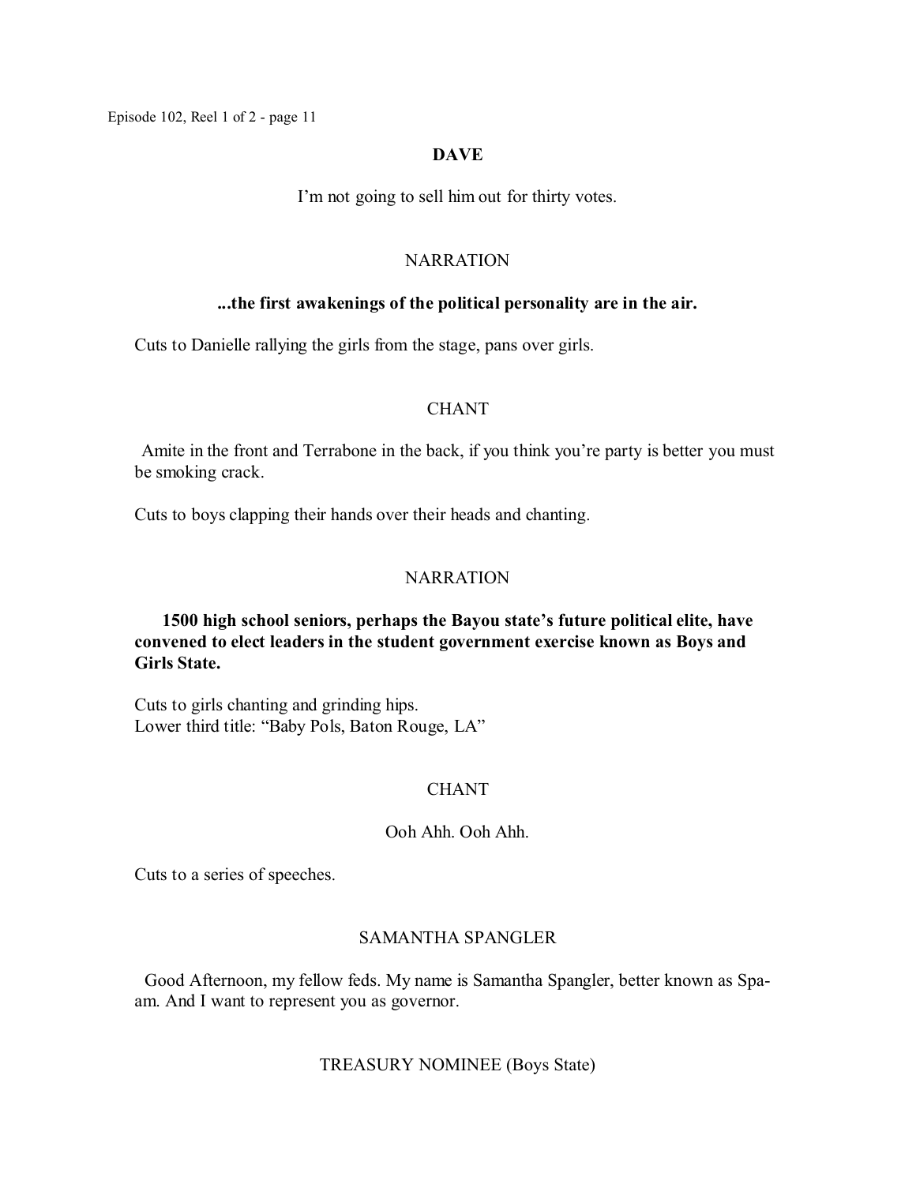**DAVE**

I'm not going to sell him out for thirty votes.

NARRATION

**...the first awakenings of the political personality are in the air.**

Cuts to Danielle rallying the girls from the stage, pans over girls.

CHANT

Amite in the front and Terrabone in the back, if you think you're party is better you must be smoking crack.

Cuts to boys clapping their hands over their heads and chanting.

NARRATION

**1500 high school seniors, perhaps the Bayou state's future political elite, have convened to elect leaders in the student government exercise known as Boys and Girls State.**

Cuts to girls chanting and grinding hips.
Lower third title: "Baby Pols, Baton Rouge, LA"

CHANT

Ooh Ahh. Ooh Ahh.

Cuts to a series of speeches.

SAMANTHA SPANGLER

Good Afternoon, my fellow feds. My name is Samantha Spangler, better known as Spa-am. And I want to represent you as governor.

TREASURY NOMINEE (Boys State)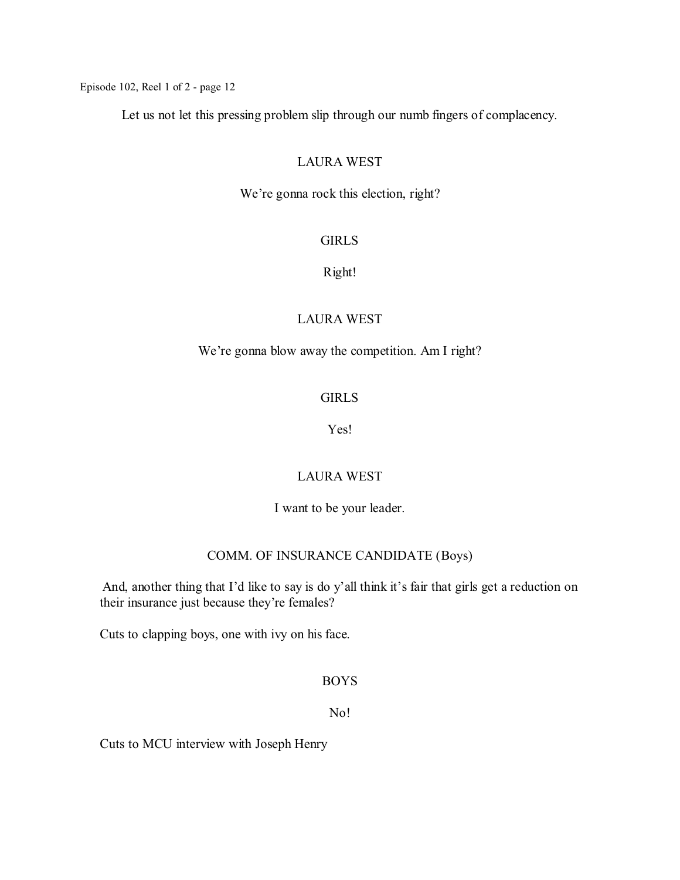Let us not let this pressing problem slip through our numb fingers of complacency.

LAURA WEST

We're gonna rock this election, right?

GIRLS

Right!

LAURA WEST

We're gonna blow away the competition. Am I right?

GIRLS

Yes!

LAURA WEST

I want to be your leader.

COMM. OF INSURANCE CANDIDATE (Boys)

And, another thing that I'd like to say is do y'all think it's fair that girls get a reduction on their insurance just because they're females?

Cuts to clapping boys, one with ivy on his face.

BOYS

No!

Cuts to MCU interview with Joseph Henry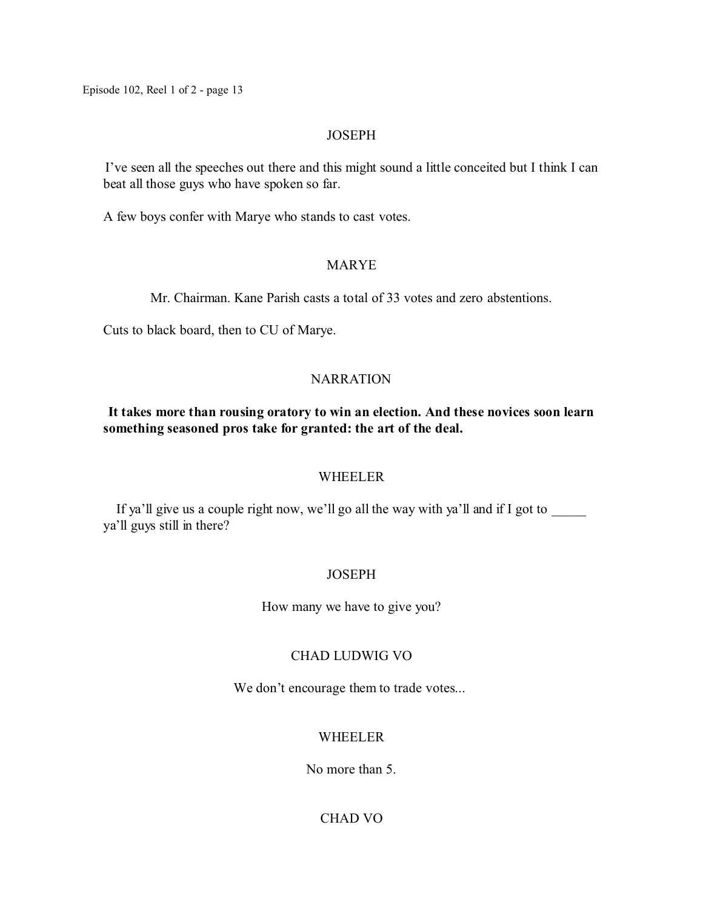JOSEPH

I've seen all the speeches out there and this might sound a little conceited but I think I can beat all those guys who have spoken so far.

A few boys confer with Marye who stands to cast votes.

MARYE

Mr. Chairman. Kane Parish casts a total of 33 votes and zero abstentions.

Cuts to black board, then to CU of Marye.

NARRATION

**It takes more than rousing oratory to win an election. And these novices soon learn something seasoned pros take for granted: the art of the deal.**

WHEELER

If ya'll give us a couple right now, we'll go all the way with ya'll and if I got to _____ ya'll guys still in there?

JOSEPH

How many we have to give you?

CHAD LUDWIG VO

We don't encourage them to trade votes...

WHEELER

No more than 5.

CHAD VO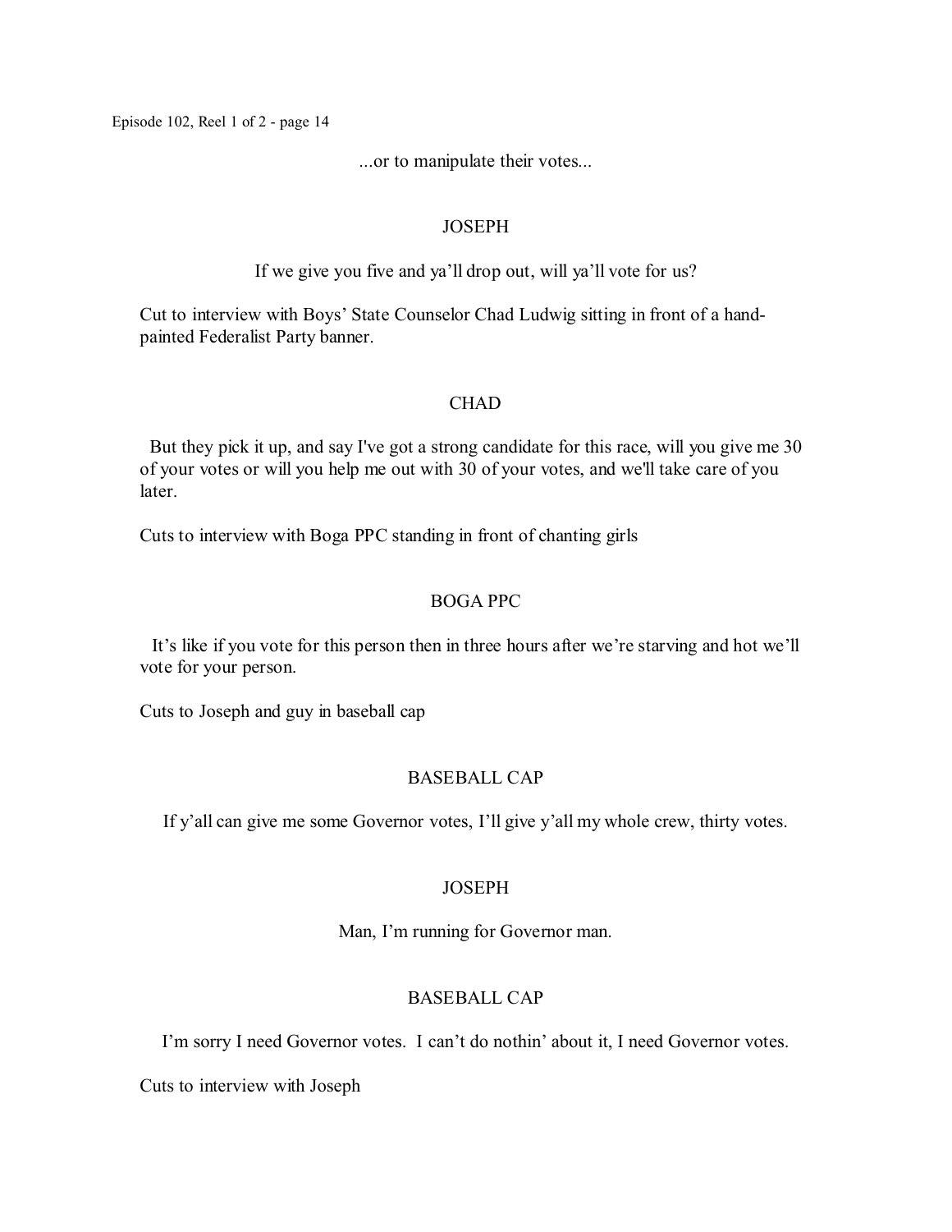...or to manipulate their votes...

JOSEPH

If we give you five and ya'll drop out, will ya'll vote for us?

Cut to interview with Boys' State Counselor Chad Ludwig sitting in front of a hand-painted Federalist Party banner.

CHAD

But they pick it up, and say I've got a strong candidate for this race, will you give me 30 of your votes or will you help me out with 30 of your votes, and we'll take care of you later.

Cuts to interview with Boga PPC standing in front of chanting girls

BOGA PPC

It's like if you vote for this person then in three hours after we're starving and hot we'll vote for your person.

Cuts to Joseph and guy in baseball cap

BASEBALL CAP

If y'all can give me some Governor votes, I'll give y'all my whole crew, thirty votes.

JOSEPH

Man, I'm running for Governor man.

BASEBALL CAP

I'm sorry I need Governor votes. I can't do nothin' about it, I need Governor votes.

Cuts to interview with Joseph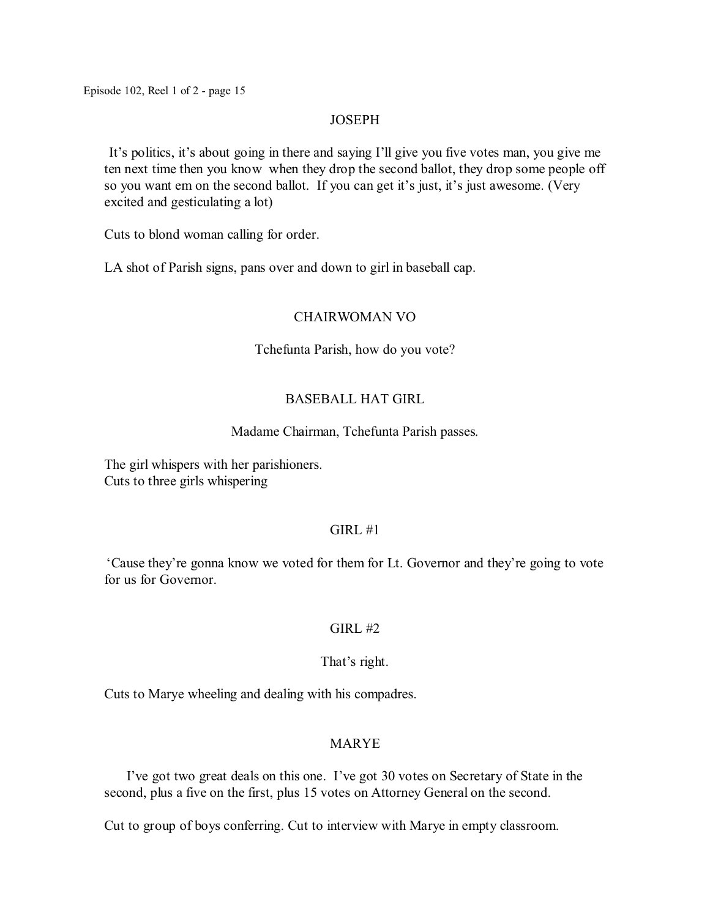JOSEPH

It's politics, it's about going in there and saying I'll give you five votes man, you give me ten next time then you know when they drop the second ballot, they drop some people off so you want em on the second ballot. If you can get it's just, it's just awesome. (Very excited and gesticulating a lot)

Cuts to blond woman calling for order.

LA shot of Parish signs, pans over and down to girl in baseball cap.

CHAIRWOMAN VO

Tchefunta Parish, how do you vote?

BASEBALL HAT GIRL

Madame Chairman, Tchefunta Parish passes.

The girl whispers with her parishioners.
Cuts to three girls whispering

GIRL #1

'Cause they're gonna know we voted for them for Lt. Governor and they're going to vote for us for Governor.

GIRL #2

That's right.

Cuts to Marye wheeling and dealing with his compadres.

MARYE

I've got two great deals on this one. I've got 30 votes on Secretary of State in the second, plus a five on the first, plus 15 votes on Attorney General on the second.

Cut to group of boys conferring. Cut to interview with Marye in empty classroom.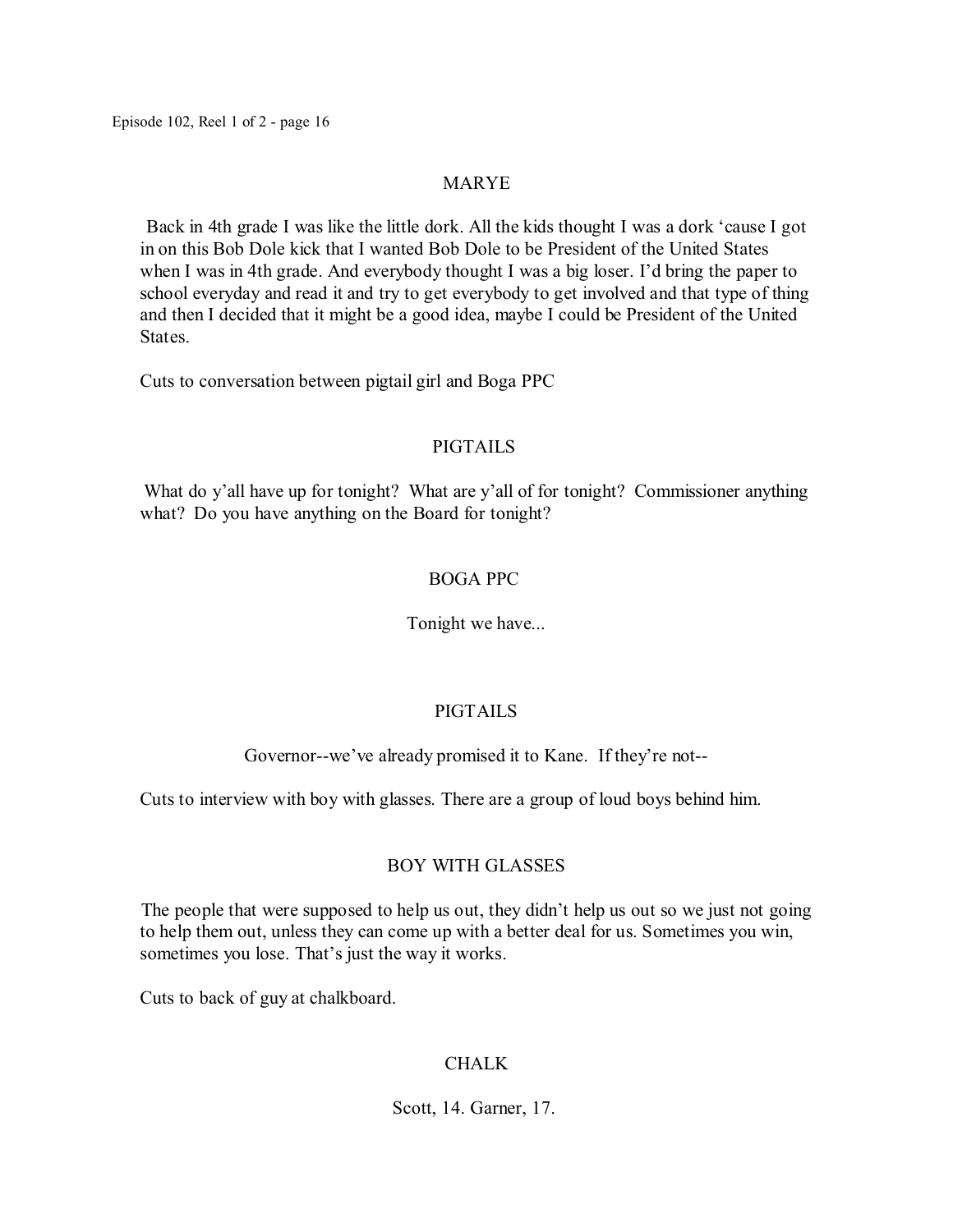MARYE

Back in 4th grade I was like the little dork. All the kids thought I was a dork 'cause I got in on this Bob Dole kick that I wanted Bob Dole to be President of the United States when I was in 4th grade. And everybody thought I was a big loser. I'd bring the paper to school everyday and read it and try to get everybody to get involved and that type of thing and then I decided that it might be a good idea, maybe I could be President of the United States.

Cuts to conversation between pigtail girl and Boga PPC

PIGTAILS

What do y'all have up for tonight? What are y'all of for tonight? Commissioner anything what? Do you have anything on the Board for tonight?

BOGA PPC

Tonight we have...

PIGTAILS

Governor--we've already promised it to Kane. If they're not--

Cuts to interview with boy with glasses. There are a group of loud boys behind him.

BOY WITH GLASSES

The people that were supposed to help us out, they didn't help us out so we just not going to help them out, unless they can come up with a better deal for us. Sometimes you win, sometimes you lose. That's just the way it works.

Cuts to back of guy at chalkboard.

CHALK

Scott, 14. Garner, 17.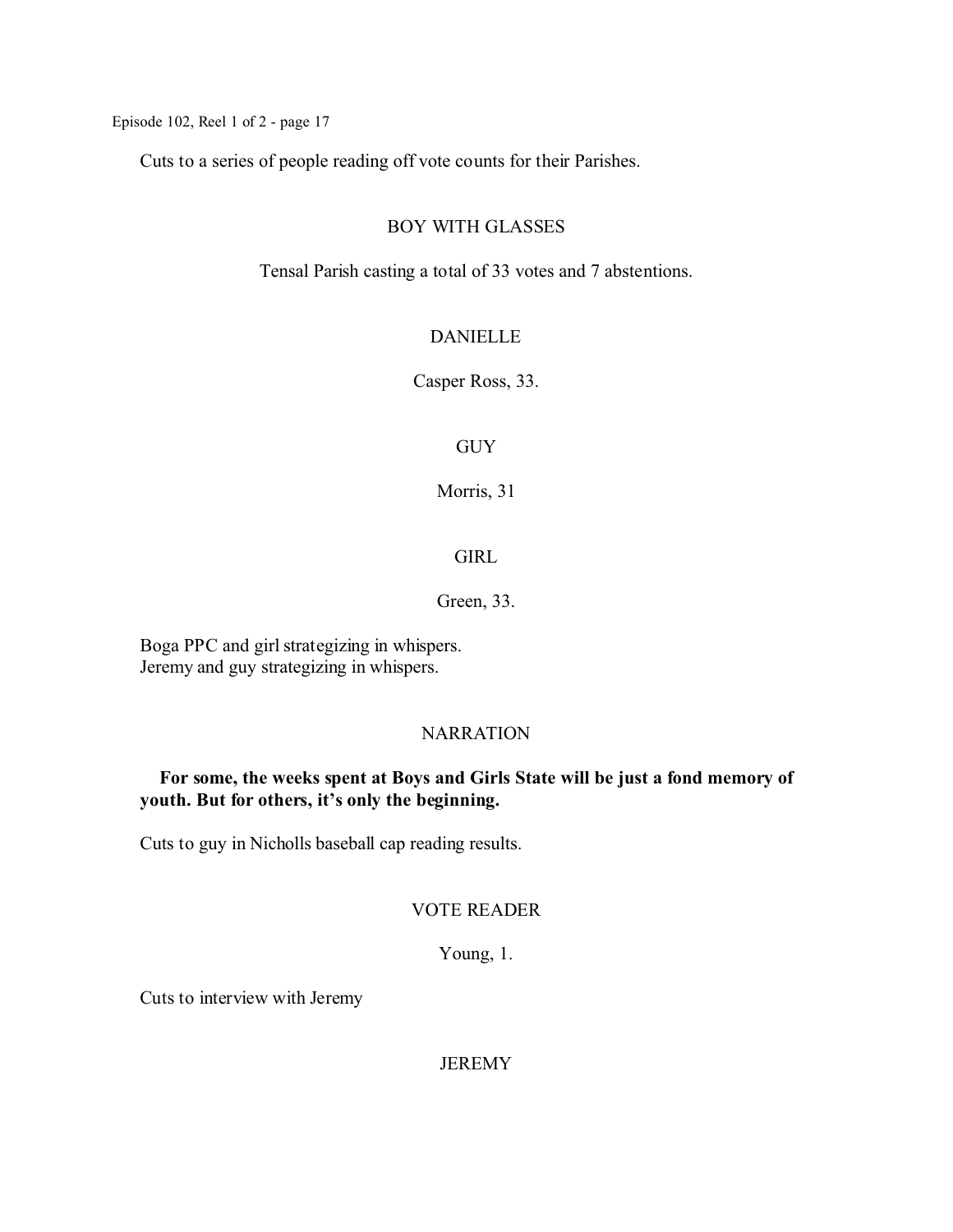Cuts to a series of people reading off vote counts for their Parishes.

BOY WITH GLASSES

Tensal Parish casting a total of 33 votes and 7 abstentions.

DANIELLE

Casper Ross, 33.

GUY

Morris, 31

GIRL

Green, 33.

Boga PPC and girl strategizing in whispers.
Jeremy and guy strategizing in whispers.

NARRATION

**For some, the weeks spent at Boys and Girls State will be just a fond memory of youth. But for others, it's only the beginning.**

Cuts to guy in Nicholls baseball cap reading results.

VOTE READER

Young, 1.

Cuts to interview with Jeremy

JEREMY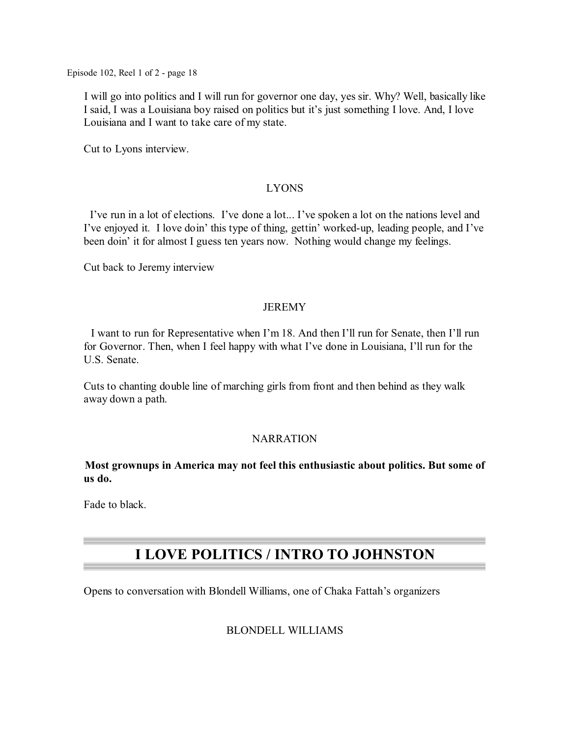I will go into politics and I will run for governor one day, yes sir. Why? Well, basically like I said, I was a Louisiana boy raised on politics but it's just something I love. And, I love Louisiana and I want to take care of my state.

Cut to Lyons interview.

LYONS

I've run in a lot of elections. I've done a lot... I've spoken a lot on the nations level and I've enjoyed it. I love doin' this type of thing, gettin' worked-up, leading people, and I've been doin' it for almost I guess ten years now. Nothing would change my feelings.

Cut back to Jeremy interview

JEREMY

I want to run for Representative when I'm 18. And then I'll run for Senate, then I'll run for Governor. Then, when I feel happy with what I've done in Louisiana, I'll run for the U.S. Senate.

Cuts to chanting double line of marching girls from front and then behind as they walk away down a path.

NARRATION

**Most grownups in America may not feel this enthusiastic about politics. But some of us do.**

Fade to black.

## I LOVE POLITICS / INTRO TO JOHNSTON

Opens to conversation with Blondell Williams, one of Chaka Fattah's organizers

BLONDELL WILLIAMS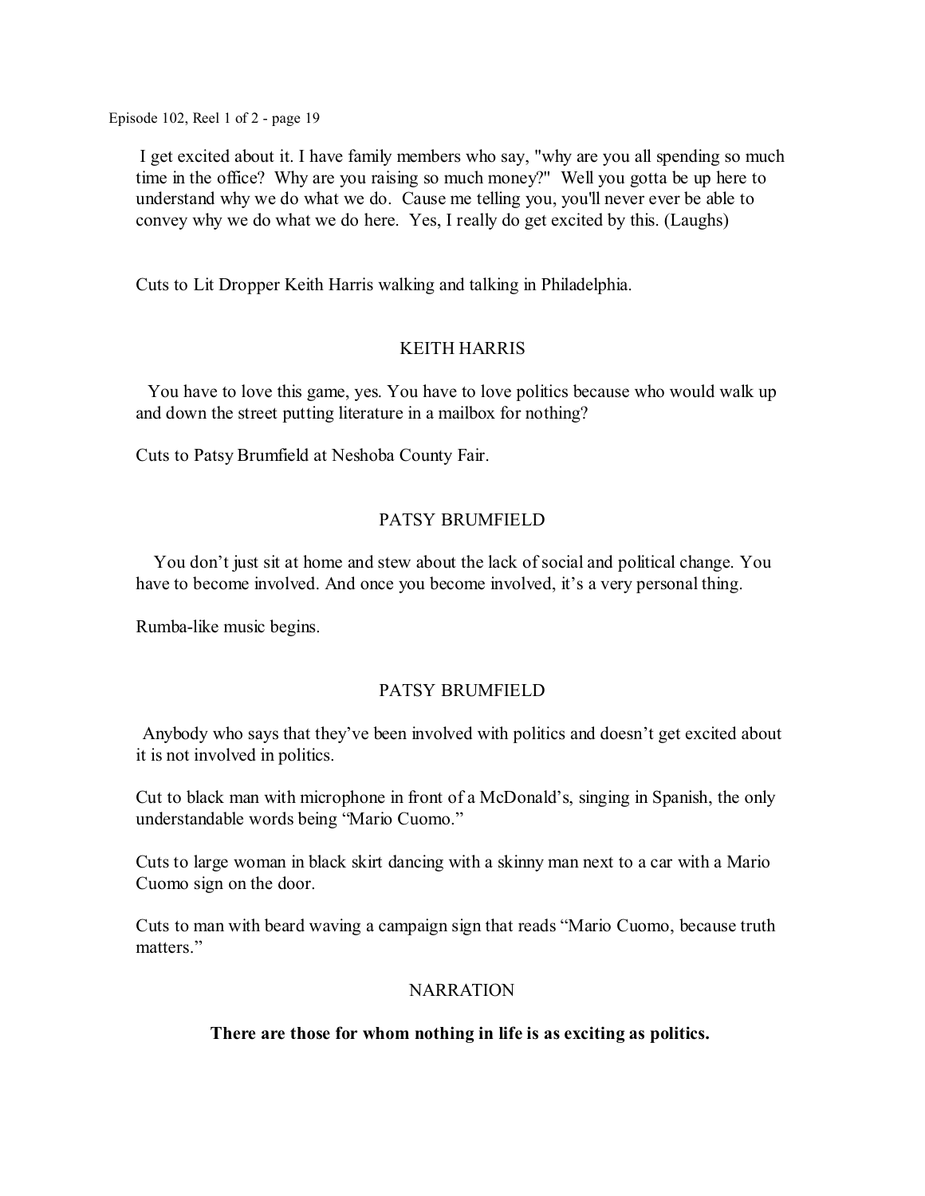I get excited about it. I have family members who say, "why are you all spending so much time in the office? Why are you raising so much money?" Well you gotta be up here to understand why we do what we do. Cause me telling you, you'll never ever be able to convey why we do what we do here. Yes, I really do get excited by this. (Laughs)

Cuts to Lit Dropper Keith Harris walking and talking in Philadelphia.

KEITH HARRIS

You have to love this game, yes. You have to love politics because who would walk up and down the street putting literature in a mailbox for nothing?

Cuts to Patsy Brumfield at Neshoba County Fair.

PATSY BRUMFIELD

You don't just sit at home and stew about the lack of social and political change. You have to become involved. And once you become involved, it's a very personal thing.

Rumba-like music begins.

PATSY BRUMFIELD

Anybody who says that they've been involved with politics and doesn't get excited about it is not involved in politics.

Cut to black man with microphone in front of a McDonald's, singing in Spanish, the only understandable words being "Mario Cuomo."

Cuts to large woman in black skirt dancing with a skinny man next to a car with a Mario Cuomo sign on the door.

Cuts to man with beard waving a campaign sign that reads "Mario Cuomo, because truth matters."

NARRATION

**There are those for whom nothing in life is as exciting as politics.**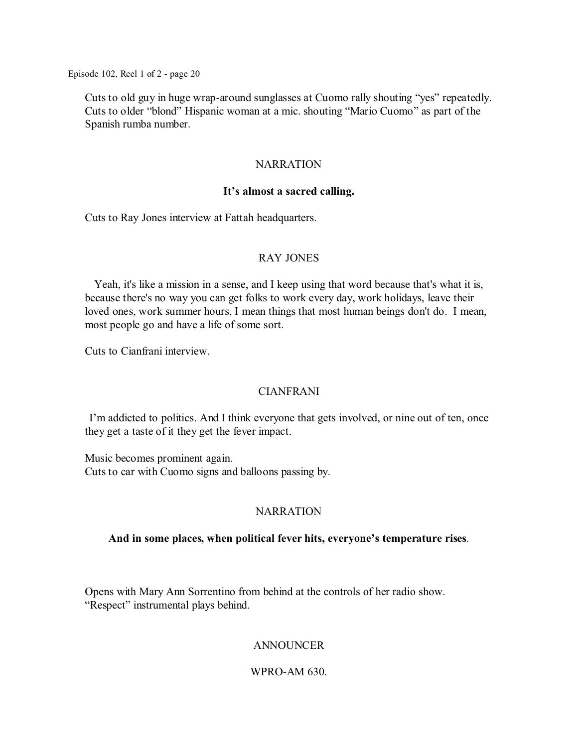Cuts to old guy in huge wrap-around sunglasses at Cuomo rally shouting "yes" repeatedly. Cuts to older "blond" Hispanic woman at a mic. shouting "Mario Cuomo" as part of the Spanish rumba number.

NARRATION

**It's almost a sacred calling.**

Cuts to Ray Jones interview at Fattah headquarters.

RAY JONES

Yeah, it's like a mission in a sense, and I keep using that word because that's what it is, because there's no way you can get folks to work every day, work holidays, leave their loved ones, work summer hours, I mean things that most human beings don't do. I mean, most people go and have a life of some sort.

Cuts to Cianfrani interview.

CIANFRANI

I'm addicted to politics. And I think everyone that gets involved, or nine out of ten, once they get a taste of it they get the fever impact.

Music becomes prominent again.
Cuts to car with Cuomo signs and balloons passing by.

NARRATION

**And in some places, when political fever hits, everyone's temperature rises**.

Opens with Mary Ann Sorrentino from behind at the controls of her radio show.
"Respect" instrumental plays behind.

ANNOUNCER

WPRO-AM 630.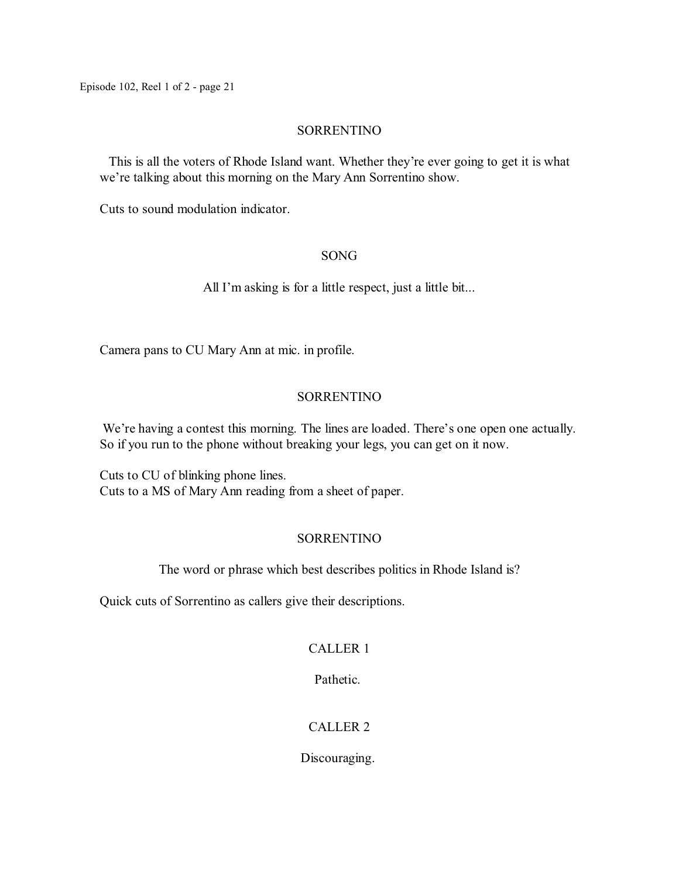SORRENTINO

This is all the voters of Rhode Island want. Whether they're ever going to get it is what we're talking about this morning on the Mary Ann Sorrentino show.

Cuts to sound modulation indicator.

SONG

All I'm asking is for a little respect, just a little bit...

Camera pans to CU Mary Ann at mic. in profile.

SORRENTINO

We're having a contest this morning. The lines are loaded. There's one open one actually. So if you run to the phone without breaking your legs, you can get on it now.

Cuts to CU of blinking phone lines.
Cuts to a MS of Mary Ann reading from a sheet of paper.

SORRENTINO

The word or phrase which best describes politics in Rhode Island is?

Quick cuts of Sorrentino as callers give their descriptions.

CALLER 1

Pathetic.

CALLER 2

Discouraging.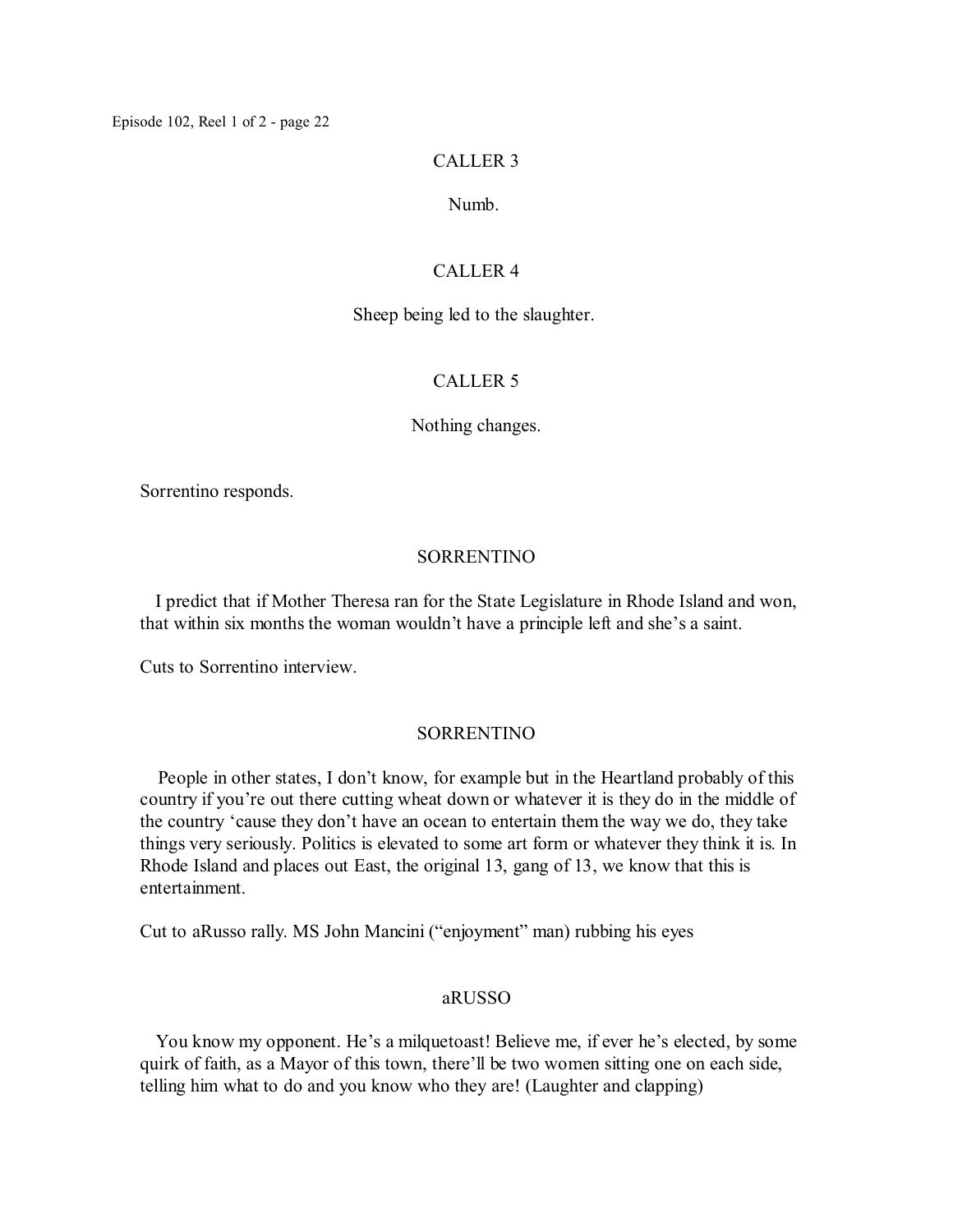CALLER 3

Numb.

CALLER 4

Sheep being led to the slaughter.

CALLER 5

Nothing changes.

Sorrentino responds.

SORRENTINO

I predict that if Mother Theresa ran for the State Legislature in Rhode Island and won, that within six months the woman wouldn't have a principle left and she's a saint.

Cuts to Sorrentino interview.

SORRENTINO

People in other states, I don't know, for example but in the Heartland probably of this country if you're out there cutting wheat down or whatever it is they do in the middle of the country 'cause they don't have an ocean to entertain them the way we do, they take things very seriously. Politics is elevated to some art form or whatever they think it is. In Rhode Island and places out East, the original 13, gang of 13, we know that this is entertainment.

Cut to aRusso rally. MS John Mancini ("enjoyment" man) rubbing his eyes

aRUSSO

You know my opponent. He's a milquetoast! Believe me, if ever he's elected, by some quirk of faith, as a Mayor of this town, there'll be two women sitting one on each side, telling him what to do and you know who they are! (Laughter and clapping)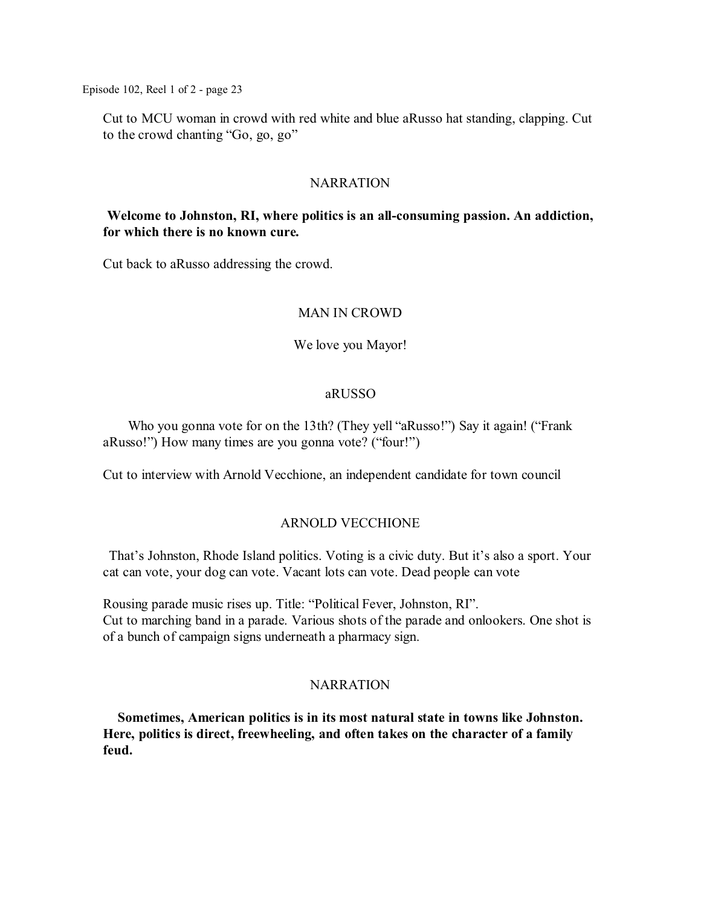Cut to MCU woman in crowd with red white and blue aRusso hat standing, clapping. Cut to the crowd chanting "Go, go, go"

NARRATION

**Welcome to Johnston, RI, where politics is an all-consuming passion. An addiction, for which there is no known cure.**

Cut back to aRusso addressing the crowd.

MAN IN CROWD

We love you Mayor!

aRUSSO

Who you gonna vote for on the 13th? (They yell "aRusso!") Say it again! ("Frank aRusso!") How many times are you gonna vote? ("four!")

Cut to interview with Arnold Vecchione, an independent candidate for town council

ARNOLD VECCHIONE

That's Johnston, Rhode Island politics. Voting is a civic duty. But it's also a sport. Your cat can vote, your dog can vote. Vacant lots can vote. Dead people can vote

Rousing parade music rises up. Title: "Political Fever, Johnston, RI".
Cut to marching band in a parade. Various shots of the parade and onlookers. One shot is of a bunch of campaign signs underneath a pharmacy sign.

NARRATION

**Sometimes, American politics is in its most natural state in towns like Johnston. Here, politics is direct, freewheeling, and often takes on the character of a family feud.**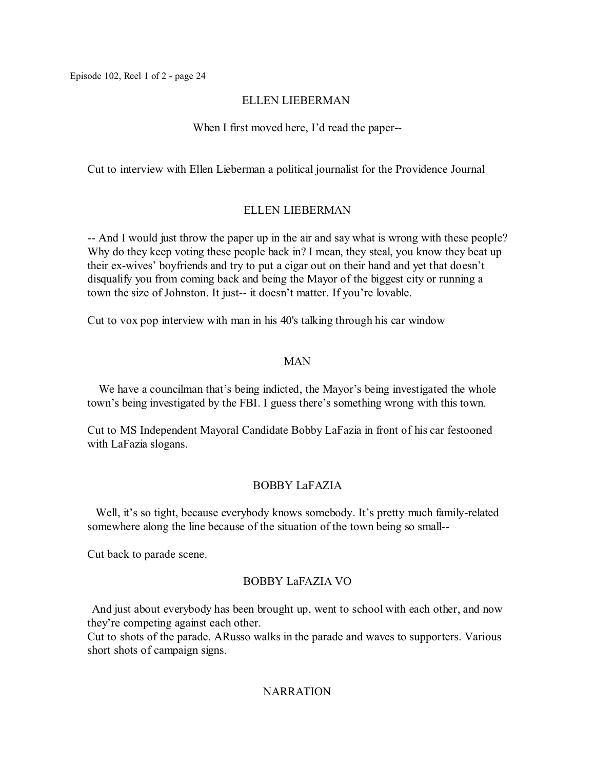ELLEN LIEBERMAN

When I first moved here, I'd read the paper--

Cut to interview with Ellen Lieberman a political journalist for the Providence Journal

ELLEN LIEBERMAN

-- And I would just throw the paper up in the air and say what is wrong with these people? Why do they keep voting these people back in? I mean, they steal, you know they beat up their ex-wives' boyfriends and try to put a cigar out on their hand and yet that doesn't disqualify you from coming back and being the Mayor of the biggest city or running a town the size of Johnston. It just-- it doesn't matter. If you're lovable.

Cut to vox pop interview with man in his 40's talking through his car window

MAN

We have a councilman that's being indicted, the Mayor's being investigated the whole town's being investigated by the FBI. I guess there's something wrong with this town.

Cut to MS Independent Mayoral Candidate Bobby LaFazia in front of his car festooned with LaFazia slogans.

BOBBY LaFAZIA

Well, it's so tight, because everybody knows somebody. It's pretty much family-related somewhere along the line because of the situation of the town being so small--

Cut back to parade scene.

BOBBY LaFAZIA VO

And just about everybody has been brought up, went to school with each other, and now they're competing against each other.
Cut to shots of the parade. ARusso walks in the parade and waves to supporters. Various short shots of campaign signs.

NARRATION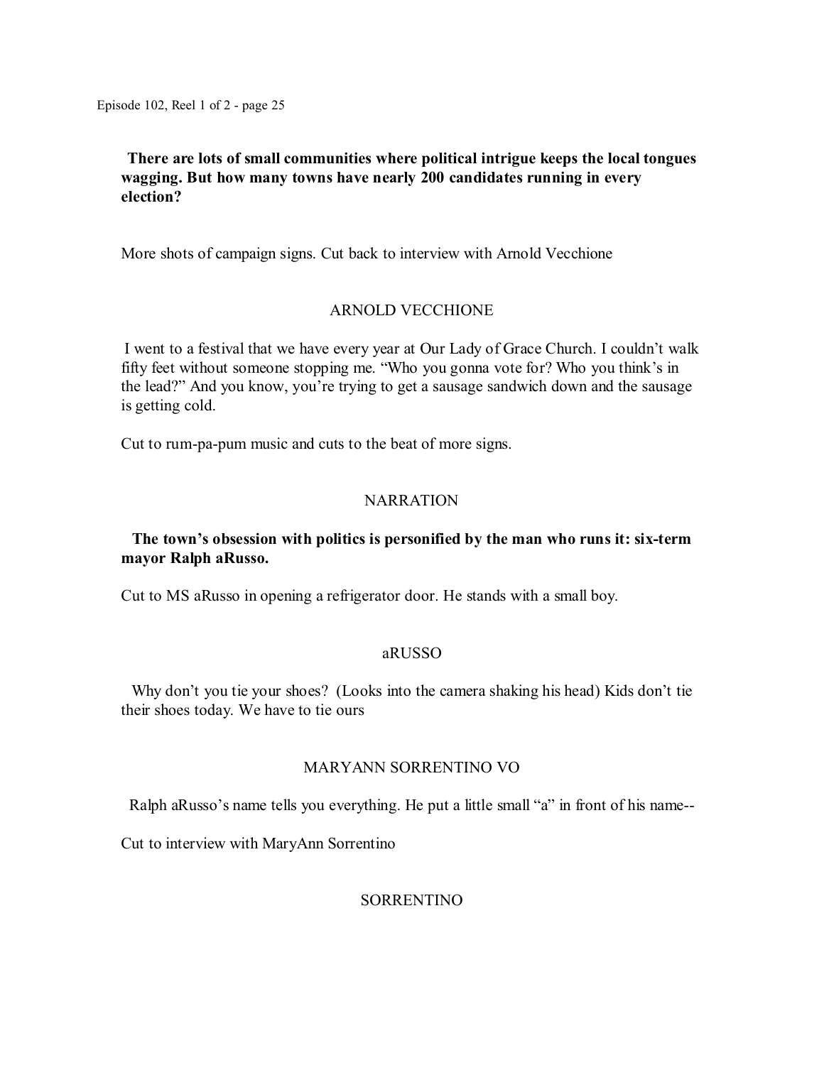**There are lots of small communities where political intrigue keeps the local tongues wagging. But how many towns have nearly 200 candidates running in every election?**

More shots of campaign signs. Cut back to interview with Arnold Vecchione

ARNOLD VECCHIONE

I went to a festival that we have every year at Our Lady of Grace Church. I couldn't walk fifty feet without someone stopping me. "Who you gonna vote for? Who you think's in the lead?" And you know, you're trying to get a sausage sandwich down and the sausage is getting cold.

Cut to rum-pa-pum music and cuts to the beat of more signs.

NARRATION

**The town's obsession with politics is personified by the man who runs it: six-term mayor Ralph aRusso.**

Cut to MS aRusso in opening a refrigerator door. He stands with a small boy.

aRUSSO

Why don't you tie your shoes? (Looks into the camera shaking his head) Kids don't tie their shoes today. We have to tie ours

MARYANN SORRENTINO VO

Ralph aRusso's name tells you everything. He put a little small "a" in front of his name--

Cut to interview with MaryAnn Sorrentino

SORRENTINO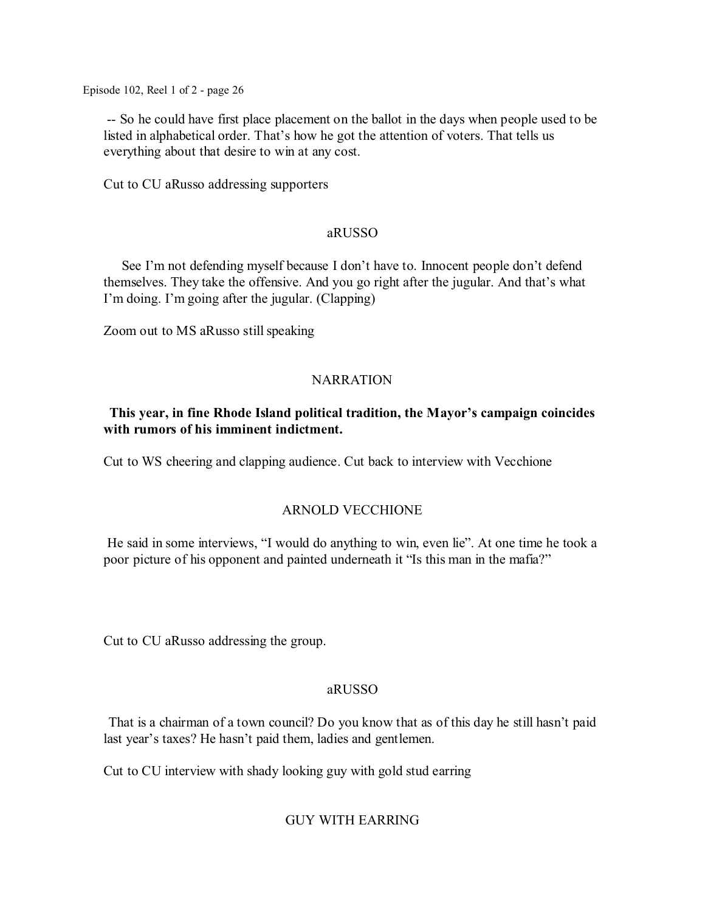-- So he could have first place placement on the ballot in the days when people used to be listed in alphabetical order. That's how he got the attention of voters. That tells us everything about that desire to win at any cost.

Cut to CU aRusso addressing supporters

aRUSSO

See I'm not defending myself because I don't have to. Innocent people don't defend themselves. They take the offensive. And you go right after the jugular. And that's what I'm doing. I'm going after the jugular. (Clapping)

Zoom out to MS aRusso still speaking

NARRATION

**This year, in fine Rhode Island political tradition, the Mayor's campaign coincides with rumors of his imminent indictment.**

Cut to WS cheering and clapping audience. Cut back to interview with Vecchione

ARNOLD VECCHIONE

He said in some interviews, "I would do anything to win, even lie". At one time he took a poor picture of his opponent and painted underneath it "Is this man in the mafia?"

Cut to CU aRusso addressing the group.

aRUSSO

That is a chairman of a town council? Do you know that as of this day he still hasn't paid last year's taxes? He hasn't paid them, ladies and gentlemen.

Cut to CU interview with shady looking guy with gold stud earring

GUY WITH EARRING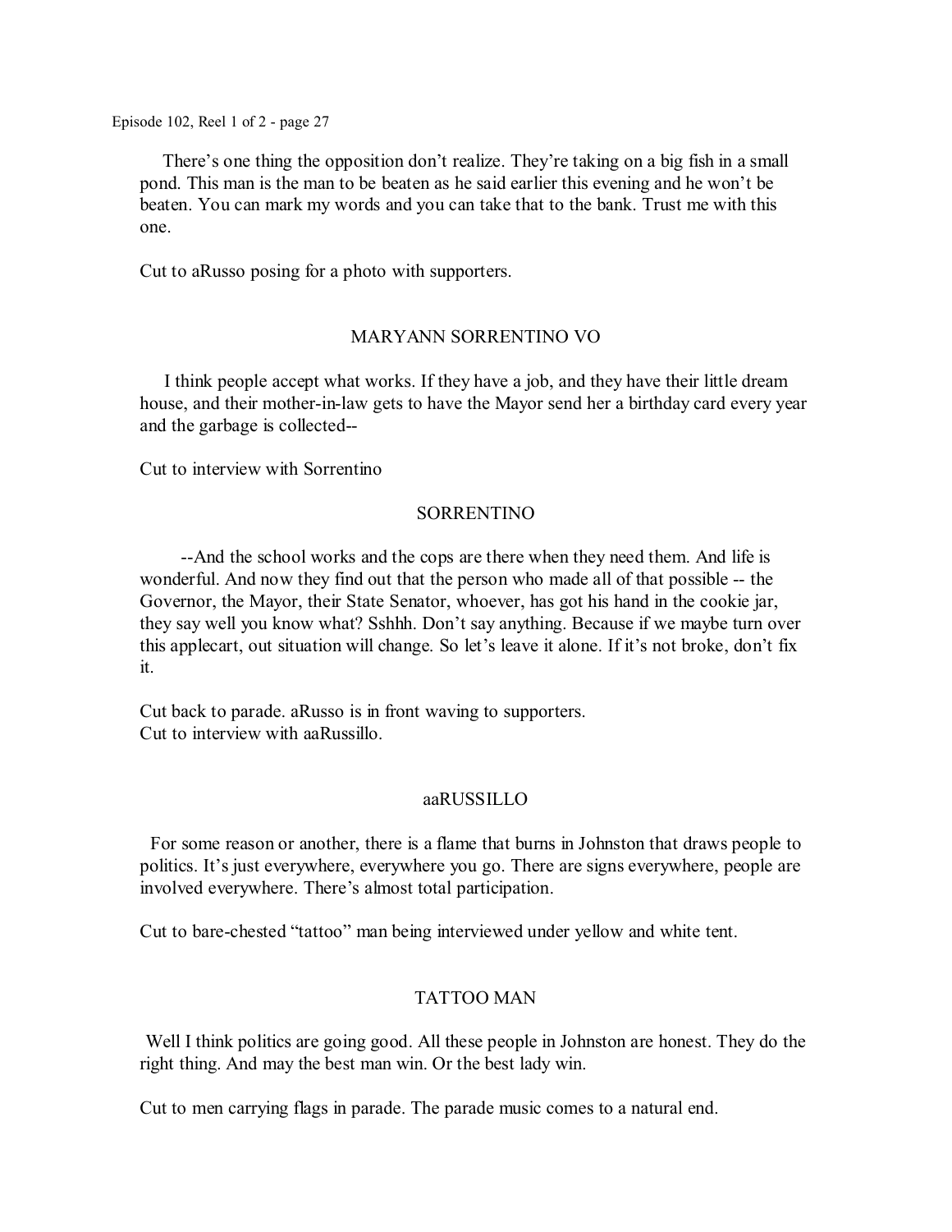There's one thing the opposition don't realize. They're taking on a big fish in a small pond. This man is the man to be beaten as he said earlier this evening and he won't be beaten. You can mark my words and you can take that to the bank. Trust me with this one.

Cut to aRusso posing for a photo with supporters.

MARYANN SORRENTINO VO

I think people accept what works. If they have a job, and they have their little dream house, and their mother-in-law gets to have the Mayor send her a birthday card every year and the garbage is collected--

Cut to interview with Sorrentino

SORRENTINO

--And the school works and the cops are there when they need them. And life is wonderful. And now they find out that the person who made all of that possible -- the Governor, the Mayor, their State Senator, whoever, has got his hand in the cookie jar, they say well you know what? Sshhh. Don't say anything. Because if we maybe turn over this applecart, out situation will change. So let's leave it alone. If it's not broke, don't fix it.

Cut back to parade. aRusso is in front waving to supporters.
Cut to interview with aaRussillo.

aaRUSSILLO

For some reason or another, there is a flame that burns in Johnston that draws people to politics. It's just everywhere, everywhere you go. There are signs everywhere, people are involved everywhere. There's almost total participation.

Cut to bare-chested "tattoo" man being interviewed under yellow and white tent.

TATTOO MAN

Well I think politics are going good. All these people in Johnston are honest. They do the right thing. And may the best man win. Or the best lady win.

Cut to men carrying flags in parade. The parade music comes to a natural end.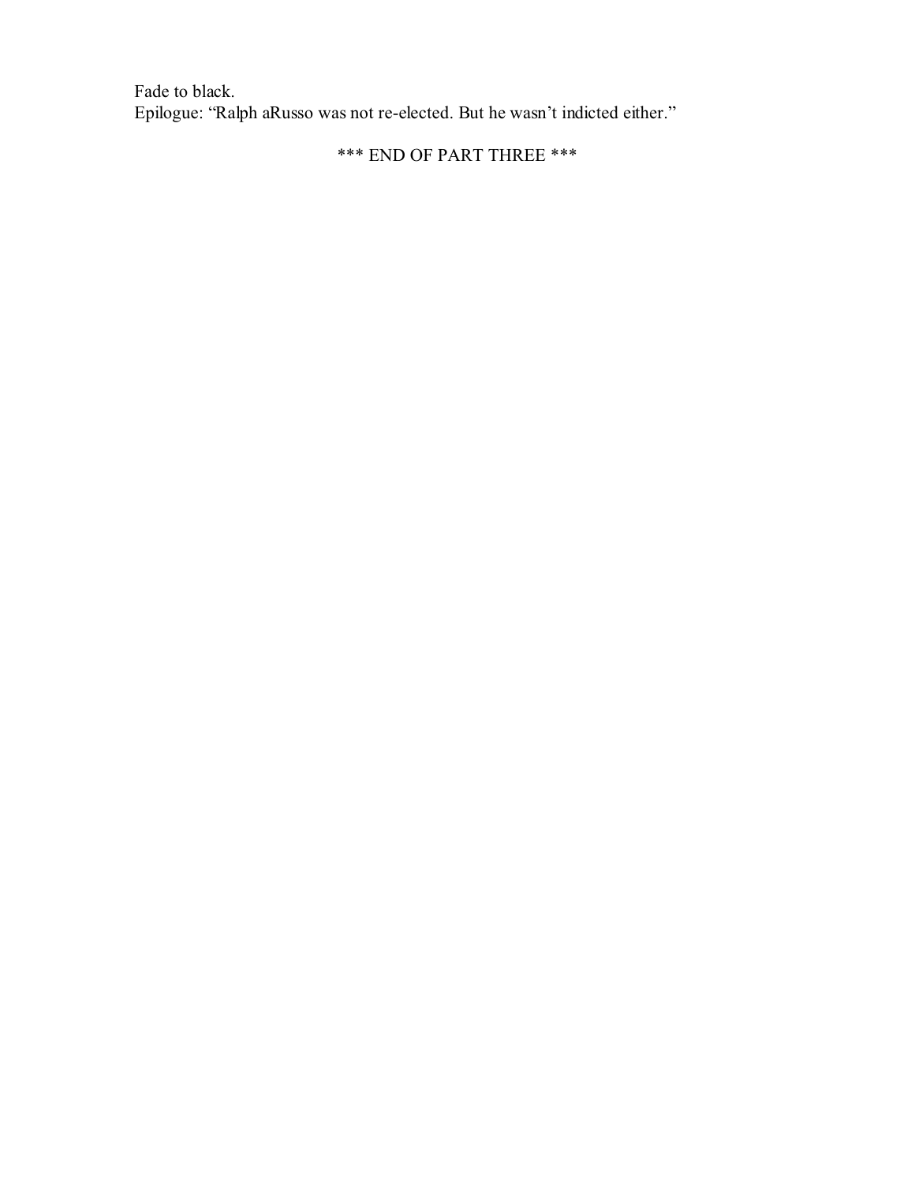Fade to black.
Epilogue: “Ralph aRusso was not re-elected. But he wasn’t indicted either.”

*** END OF PART THREE ***